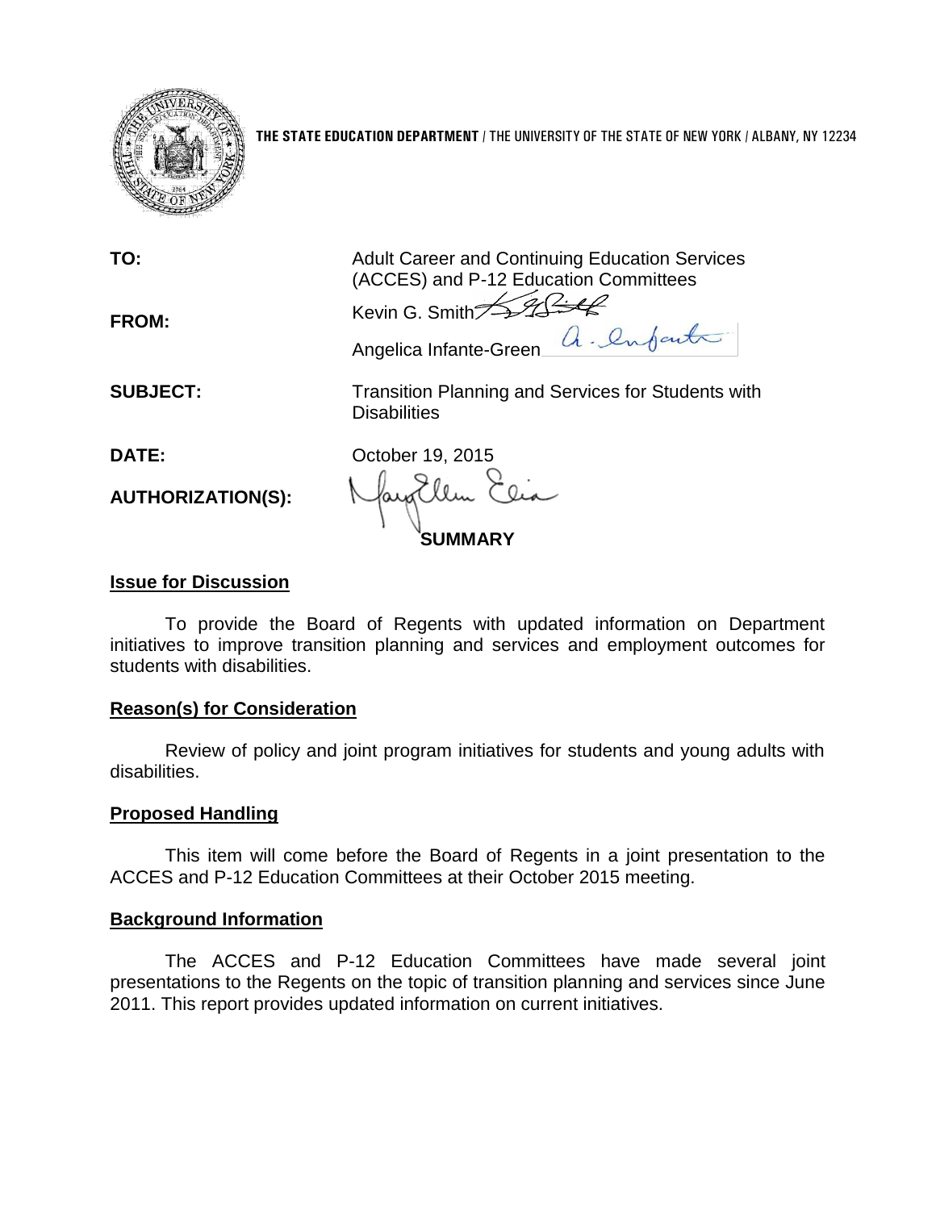**THE STATE EDUCATION DEPARTMENT** / THE UNIVERSITY OF THE STATE OF NEW YORK / ALBANY, NY 12234

**TO:** Adult Career and Continuing Education Services (ACCES) and P-12 Education Committees

**FROM:** Kevin G. Smith
Angelica Infante-Green

**SUBJECT:** Transition Planning and Services for Students with Disabilities

**DATE:** October 19, 2015

**AUTHORIZATION(S):**

## SUMMARY

### Issue for Discussion

To provide the Board of Regents with updated information on Department initiatives to improve transition planning and services and employment outcomes for students with disabilities.

### Reason(s) for Consideration

Review of policy and joint program initiatives for students and young adults with disabilities.

### Proposed Handling

This item will come before the Board of Regents in a joint presentation to the ACCES and P-12 Education Committees at their October 2015 meeting.

### Background Information

The ACCES and P-12 Education Committees have made several joint presentations to the Regents on the topic of transition planning and services since June 2011. This report provides updated information on current initiatives.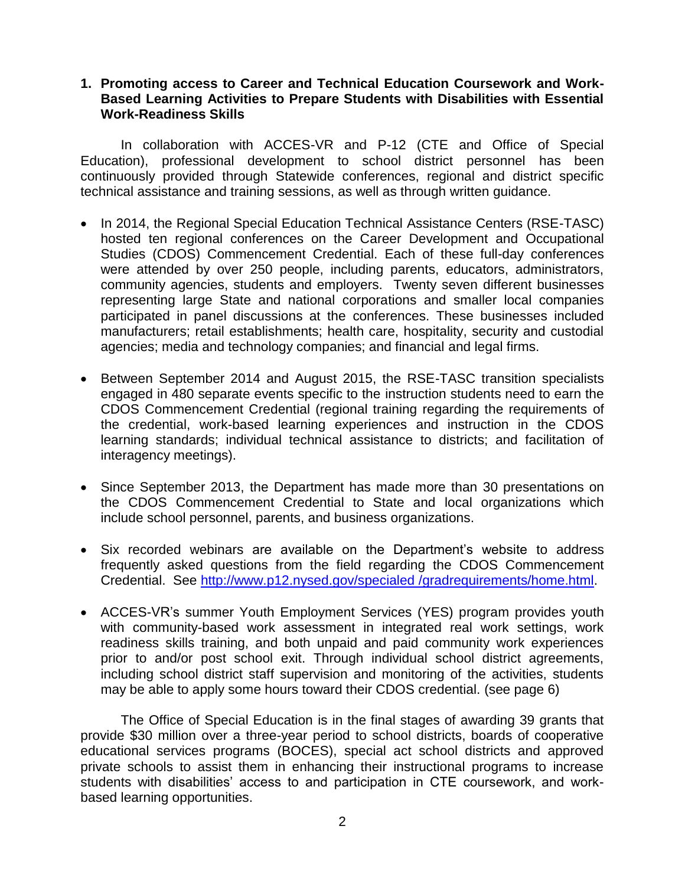**1. Promoting access to Career and Technical Education Coursework and Work-Based Learning Activities to Prepare Students with Disabilities with Essential Work-Readiness Skills**

In collaboration with ACCES-VR and P-12 (CTE and Office of Special Education), professional development to school district personnel has been continuously provided through Statewide conferences, regional and district specific technical assistance and training sessions, as well as through written guidance.

- In 2014, the Regional Special Education Technical Assistance Centers (RSE-TASC) hosted ten regional conferences on the Career Development and Occupational Studies (CDOS) Commencement Credential. Each of these full-day conferences were attended by over 250 people, including parents, educators, administrators, community agencies, students and employers. Twenty seven different businesses representing large State and national corporations and smaller local companies participated in panel discussions at the conferences. These businesses included manufacturers; retail establishments; health care, hospitality, security and custodial agencies; media and technology companies; and financial and legal firms.

- Between September 2014 and August 2015, the RSE-TASC transition specialists engaged in 480 separate events specific to the instruction students need to earn the CDOS Commencement Credential (regional training regarding the requirements of the credential, work-based learning experiences and instruction in the CDOS learning standards; individual technical assistance to districts; and facilitation of interagency meetings).

- Since September 2013, the Department has made more than 30 presentations on the CDOS Commencement Credential to State and local organizations which include school personnel, parents, and business organizations.

- Six recorded webinars are available on the Department's website to address frequently asked questions from the field regarding the CDOS Commencement Credential. See [http://www.p12.nysed.gov/specialed /gradrequirements/home.html](http://www.p12.nysed.gov/specialed/gradrequirements/home.html).

- ACCES-VR's summer Youth Employment Services (YES) program provides youth with community-based work assessment in integrated real work settings, work readiness skills training, and both unpaid and paid community work experiences prior to and/or post school exit. Through individual school district agreements, including school district staff supervision and monitoring of the activities, students may be able to apply some hours toward their CDOS credential. (see page 6)

The Office of Special Education is in the final stages of awarding 39 grants that provide $30 million over a three-year period to school districts, boards of cooperative educational services programs (BOCES), special act school districts and approved private schools to assist them in enhancing their instructional programs to increase students with disabilities' access to and participation in CTE coursework, and work-based learning opportunities.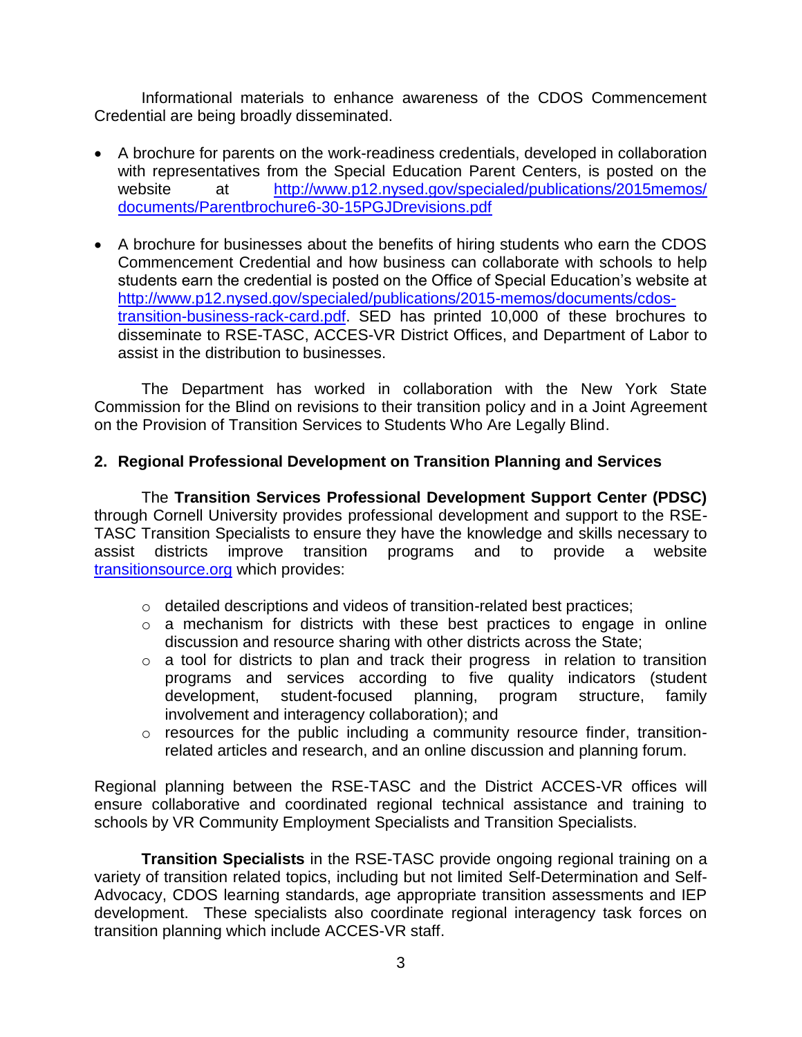Informational materials to enhance awareness of the CDOS Commencement Credential are being broadly disseminated.

- A brochure for parents on the work-readiness credentials, developed in collaboration with representatives from the Special Education Parent Centers, is posted on the website at [http://www.p12.nysed.gov/specialed/publications/2015memos/documents/Parentbrochure6-30-15PGJDrevisions.pdf](http://www.p12.nysed.gov/specialed/publications/2015memos/documents/Parentbrochure6-30-15PGJDrevisions.pdf)

- A brochure for businesses about the benefits of hiring students who earn the CDOS Commencement Credential and how business can collaborate with schools to help students earn the credential is posted on the Office of Special Education's website at [http://www.p12.nysed.gov/specialed/publications/2015-memos/documents/cdos-transition-business-rack-card.pdf](http://www.p12.nysed.gov/specialed/publications/2015-memos/documents/cdos-transition-business-rack-card.pdf). SED has printed 10,000 of these brochures to disseminate to RSE-TASC, ACCES-VR District Offices, and Department of Labor to assist in the distribution to businesses.

The Department has worked in collaboration with the New York State Commission for the Blind on revisions to their transition policy and in a Joint Agreement on the Provision of Transition Services to Students Who Are Legally Blind.

**2. Regional Professional Development on Transition Planning and Services**

The **Transition Services Professional Development Support Center (PDSC)** through Cornell University provides professional development and support to the RSE-TASC Transition Specialists to ensure they have the knowledge and skills necessary to assist districts improve transition programs and to provide a website [transitionsource.org](http://transitionsource.org) which provides:

- detailed descriptions and videos of transition-related best practices;
- a mechanism for districts with these best practices to engage in online discussion and resource sharing with other districts across the State;
- a tool for districts to plan and track their progress in relation to transition programs and services according to five quality indicators (student development, student-focused planning, program structure, family involvement and interagency collaboration); and
- resources for the public including a community resource finder, transition-related articles and research, and an online discussion and planning forum.

Regional planning between the RSE-TASC and the District ACCES-VR offices will ensure collaborative and coordinated regional technical assistance and training to schools by VR Community Employment Specialists and Transition Specialists.

**Transition Specialists** in the RSE-TASC provide ongoing regional training on a variety of transition related topics, including but not limited Self-Determination and Self-Advocacy, CDOS learning standards, age appropriate transition assessments and IEP development. These specialists also coordinate regional interagency task forces on transition planning which include ACCES-VR staff.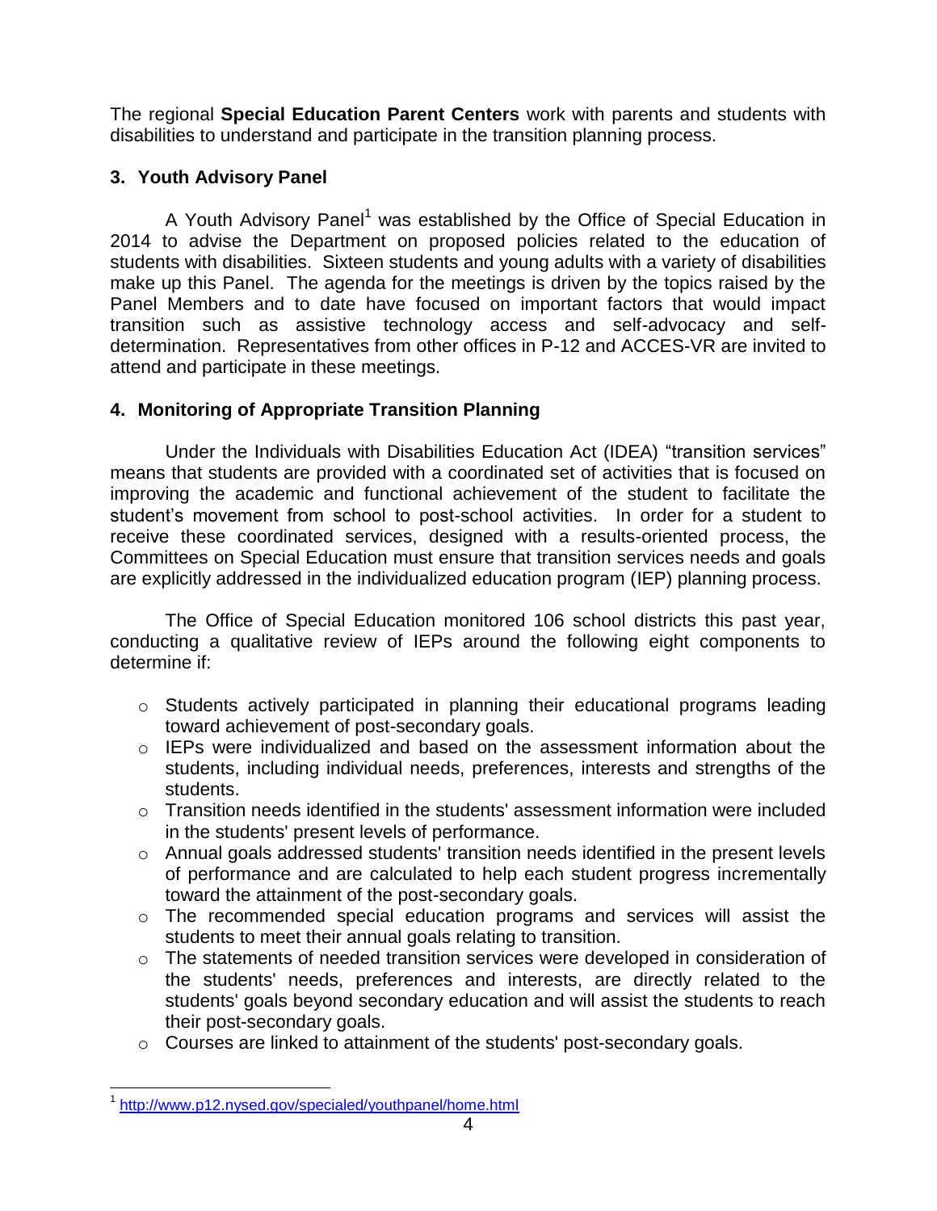The regional **Special Education Parent Centers** work with parents and students with disabilities to understand and participate in the transition planning process.

### 3. Youth Advisory Panel

A Youth Advisory Panel[1] was established by the Office of Special Education in 2014 to advise the Department on proposed policies related to the education of students with disabilities. Sixteen students and young adults with a variety of disabilities make up this Panel. The agenda for the meetings is driven by the topics raised by the Panel Members and to date have focused on important factors that would impact transition such as assistive technology access and self-advocacy and self-determination. Representatives from other offices in P-12 and ACCES-VR are invited to attend and participate in these meetings.

### 4. Monitoring of Appropriate Transition Planning

Under the Individuals with Disabilities Education Act (IDEA) "transition services" means that students are provided with a coordinated set of activities that is focused on improving the academic and functional achievement of the student to facilitate the student's movement from school to post-school activities. In order for a student to receive these coordinated services, designed with a results-oriented process, the Committees on Special Education must ensure that transition services needs and goals are explicitly addressed in the individualized education program (IEP) planning process.

The Office of Special Education monitored 106 school districts this past year, conducting a qualitative review of IEPs around the following eight components to determine if:

- Students actively participated in planning their educational programs leading toward achievement of post-secondary goals.
- IEPs were individualized and based on the assessment information about the students, including individual needs, preferences, interests and strengths of the students.
- Transition needs identified in the students' assessment information were included in the students' present levels of performance.
- Annual goals addressed students' transition needs identified in the present levels of performance and are calculated to help each student progress incrementally toward the attainment of the post-secondary goals.
- The recommended special education programs and services will assist the students to meet their annual goals relating to transition.
- The statements of needed transition services were developed in consideration of the students' needs, preferences and interests, are directly related to the students' goals beyond secondary education and will assist the students to reach their post-secondary goals.
- Courses are linked to attainment of the students' post-secondary goals.

---

[1] http://www.p12.nysed.gov/specialed/youthpanel/home.html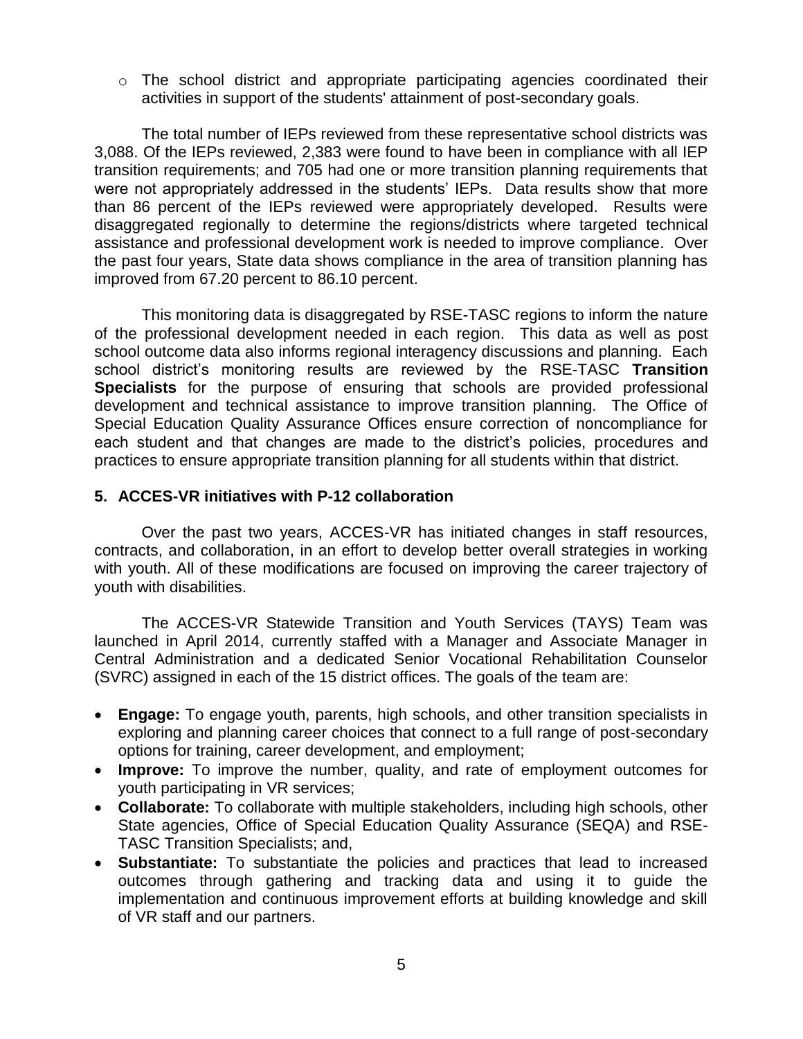- The school district and appropriate participating agencies coordinated their activities in support of the students' attainment of post-secondary goals.

The total number of IEPs reviewed from these representative school districts was 3,088. Of the IEPs reviewed, 2,383 were found to have been in compliance with all IEP transition requirements; and 705 had one or more transition planning requirements that were not appropriately addressed in the students' IEPs. Data results show that more than 86 percent of the IEPs reviewed were appropriately developed. Results were disaggregated regionally to determine the regions/districts where targeted technical assistance and professional development work is needed to improve compliance. Over the past four years, State data shows compliance in the area of transition planning has improved from 67.20 percent to 86.10 percent.

This monitoring data is disaggregated by RSE-TASC regions to inform the nature of the professional development needed in each region. This data as well as post school outcome data also informs regional interagency discussions and planning. Each school district's monitoring results are reviewed by the RSE-TASC **Transition Specialists** for the purpose of ensuring that schools are provided professional development and technical assistance to improve transition planning. The Office of Special Education Quality Assurance Offices ensure correction of noncompliance for each student and that changes are made to the district's policies, procedures and practices to ensure appropriate transition planning for all students within that district.

### 5. ACCES-VR initiatives with P-12 collaboration

Over the past two years, ACCES-VR has initiated changes in staff resources, contracts, and collaboration, in an effort to develop better overall strategies in working with youth. All of these modifications are focused on improving the career trajectory of youth with disabilities.

The ACCES-VR Statewide Transition and Youth Services (TAYS) Team was launched in April 2014, currently staffed with a Manager and Associate Manager in Central Administration and a dedicated Senior Vocational Rehabilitation Counselor (SVRC) assigned in each of the 15 district offices. The goals of the team are:

- **Engage:** To engage youth, parents, high schools, and other transition specialists in exploring and planning career choices that connect to a full range of post-secondary options for training, career development, and employment;
- **Improve:** To improve the number, quality, and rate of employment outcomes for youth participating in VR services;
- **Collaborate:** To collaborate with multiple stakeholders, including high schools, other State agencies, Office of Special Education Quality Assurance (SEQA) and RSE-TASC Transition Specialists; and,
- **Substantiate:** To substantiate the policies and practices that lead to increased outcomes through gathering and tracking data and using it to guide the implementation and continuous improvement efforts at building knowledge and skill of VR staff and our partners.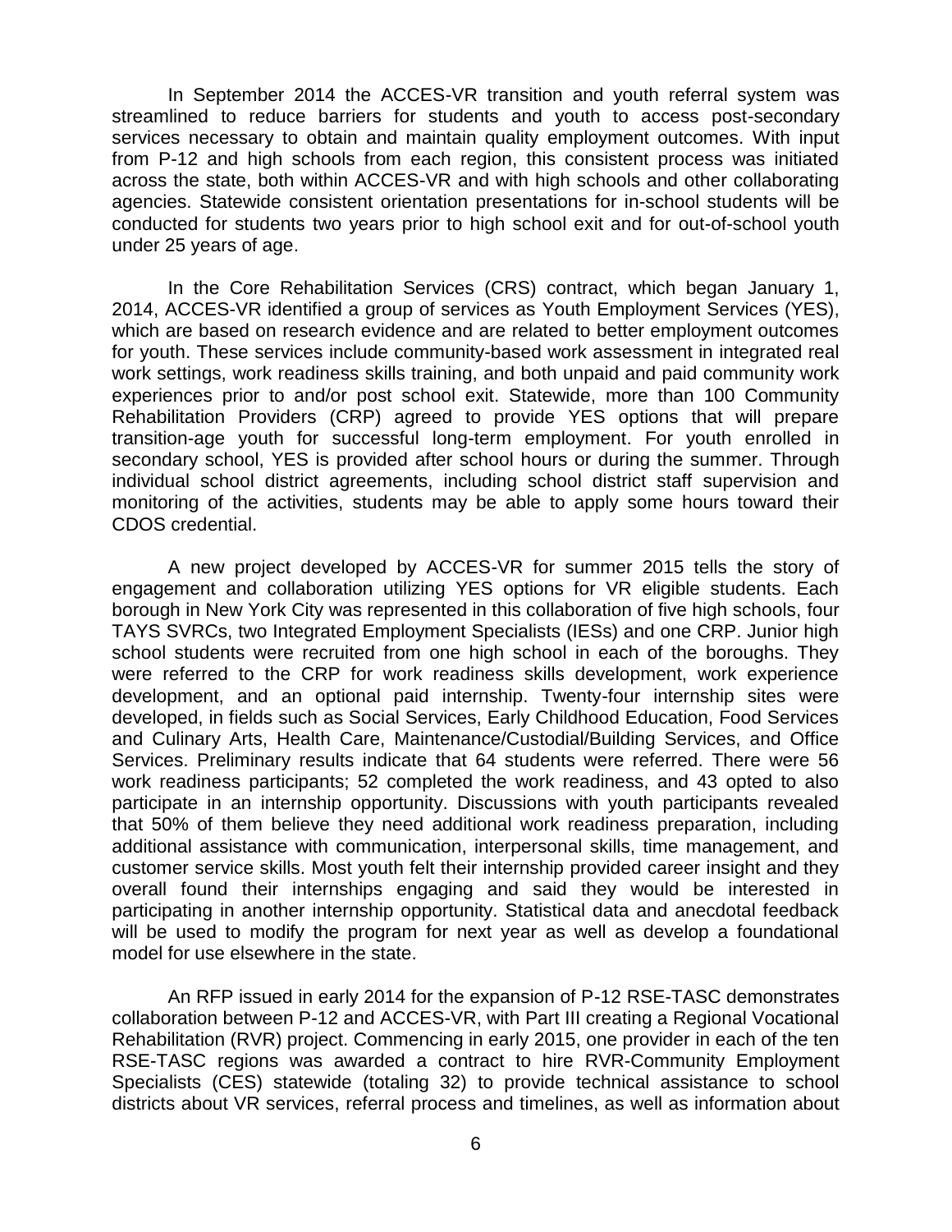In September 2014 the ACCES-VR transition and youth referral system was streamlined to reduce barriers for students and youth to access post-secondary services necessary to obtain and maintain quality employment outcomes. With input from P-12 and high schools from each region, this consistent process was initiated across the state, both within ACCES-VR and with high schools and other collaborating agencies. Statewide consistent orientation presentations for in-school students will be conducted for students two years prior to high school exit and for out-of-school youth under 25 years of age.

In the Core Rehabilitation Services (CRS) contract, which began January 1, 2014, ACCES-VR identified a group of services as Youth Employment Services (YES), which are based on research evidence and are related to better employment outcomes for youth. These services include community-based work assessment in integrated real work settings, work readiness skills training, and both unpaid and paid community work experiences prior to and/or post school exit. Statewide, more than 100 Community Rehabilitation Providers (CRP) agreed to provide YES options that will prepare transition-age youth for successful long-term employment. For youth enrolled in secondary school, YES is provided after school hours or during the summer. Through individual school district agreements, including school district staff supervision and monitoring of the activities, students may be able to apply some hours toward their CDOS credential.

A new project developed by ACCES-VR for summer 2015 tells the story of engagement and collaboration utilizing YES options for VR eligible students. Each borough in New York City was represented in this collaboration of five high schools, four TAYS SVRCs, two Integrated Employment Specialists (IESs) and one CRP. Junior high school students were recruited from one high school in each of the boroughs. They were referred to the CRP for work readiness skills development, work experience development, and an optional paid internship. Twenty-four internship sites were developed, in fields such as Social Services, Early Childhood Education, Food Services and Culinary Arts, Health Care, Maintenance/Custodial/Building Services, and Office Services. Preliminary results indicate that 64 students were referred. There were 56 work readiness participants; 52 completed the work readiness, and 43 opted to also participate in an internship opportunity. Discussions with youth participants revealed that 50% of them believe they need additional work readiness preparation, including additional assistance with communication, interpersonal skills, time management, and customer service skills. Most youth felt their internship provided career insight and they overall found their internships engaging and said they would be interested in participating in another internship opportunity. Statistical data and anecdotal feedback will be used to modify the program for next year as well as develop a foundational model for use elsewhere in the state.

An RFP issued in early 2014 for the expansion of P-12 RSE-TASC demonstrates collaboration between P-12 and ACCES-VR, with Part III creating a Regional Vocational Rehabilitation (RVR) project. Commencing in early 2015, one provider in each of the ten RSE-TASC regions was awarded a contract to hire RVR-Community Employment Specialists (CES) statewide (totaling 32) to provide technical assistance to school districts about VR services, referral process and timelines, as well as information about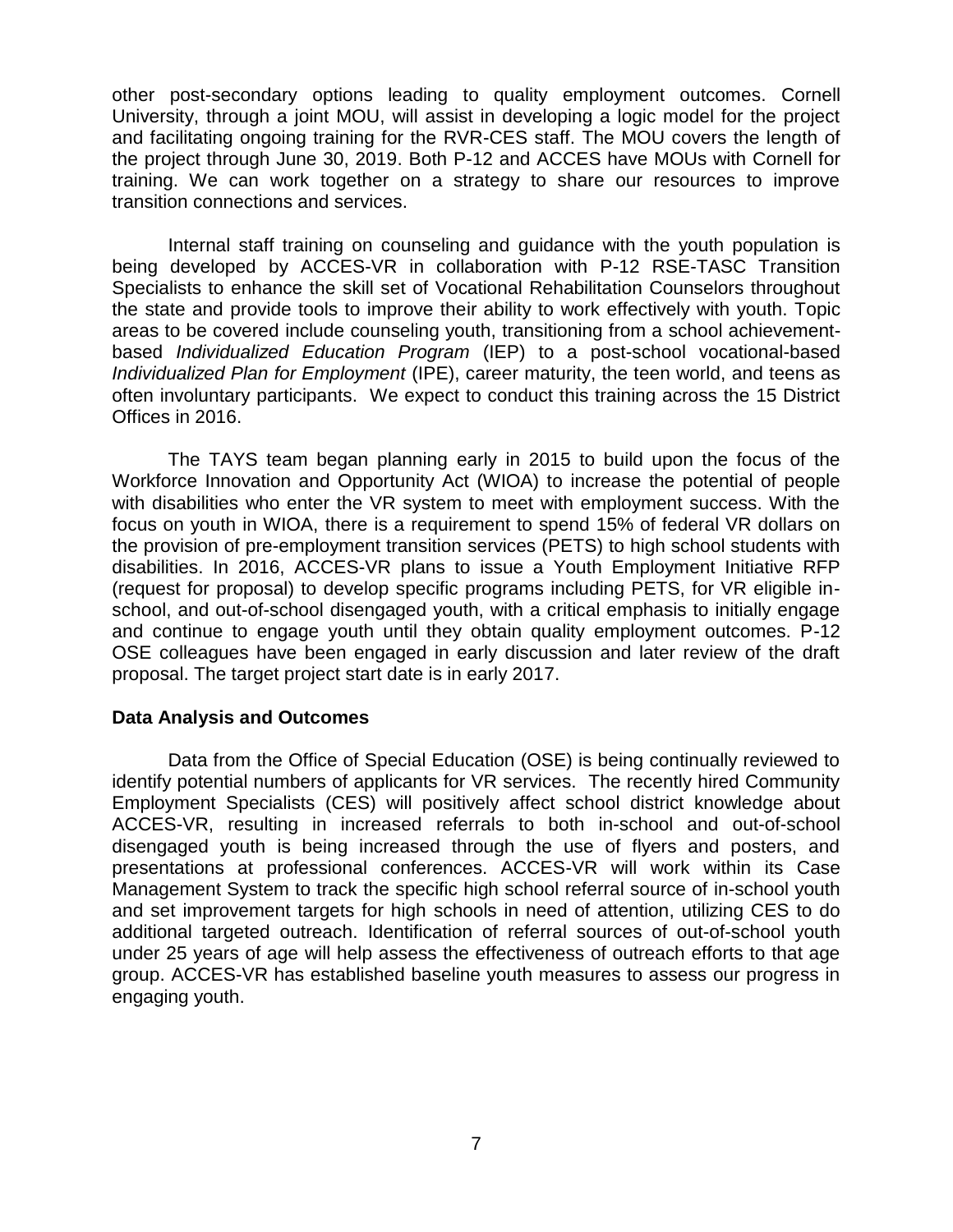other post-secondary options leading to quality employment outcomes. Cornell University, through a joint MOU, will assist in developing a logic model for the project and facilitating ongoing training for the RVR-CES staff. The MOU covers the length of the project through June 30, 2019. Both P-12 and ACCES have MOUs with Cornell for training. We can work together on a strategy to share our resources to improve transition connections and services.

Internal staff training on counseling and guidance with the youth population is being developed by ACCES-VR in collaboration with P-12 RSE-TASC Transition Specialists to enhance the skill set of Vocational Rehabilitation Counselors throughout the state and provide tools to improve their ability to work effectively with youth. Topic areas to be covered include counseling youth, transitioning from a school achievement-based *Individualized Education Program* (IEP) to a post-school vocational-based *Individualized Plan for Employment* (IPE), career maturity, the teen world, and teens as often involuntary participants. We expect to conduct this training across the 15 District Offices in 2016.

The TAYS team began planning early in 2015 to build upon the focus of the Workforce Innovation and Opportunity Act (WIOA) to increase the potential of people with disabilities who enter the VR system to meet with employment success. With the focus on youth in WIOA, there is a requirement to spend 15% of federal VR dollars on the provision of pre-employment transition services (PETS) to high school students with disabilities. In 2016, ACCES-VR plans to issue a Youth Employment Initiative RFP (request for proposal) to develop specific programs including PETS, for VR eligible in-school, and out-of-school disengaged youth, with a critical emphasis to initially engage and continue to engage youth until they obtain quality employment outcomes. P-12 OSE colleagues have been engaged in early discussion and later review of the draft proposal. The target project start date is in early 2017.

**Data Analysis and Outcomes**

Data from the Office of Special Education (OSE) is being continually reviewed to identify potential numbers of applicants for VR services. The recently hired Community Employment Specialists (CES) will positively affect school district knowledge about ACCES-VR, resulting in increased referrals to both in-school and out-of-school disengaged youth is being increased through the use of flyers and posters, and presentations at professional conferences. ACCES-VR will work within its Case Management System to track the specific high school referral source of in-school youth and set improvement targets for high schools in need of attention, utilizing CES to do additional targeted outreach. Identification of referral sources of out-of-school youth under 25 years of age will help assess the effectiveness of outreach efforts to that age group. ACCES-VR has established baseline youth measures to assess our progress in engaging youth.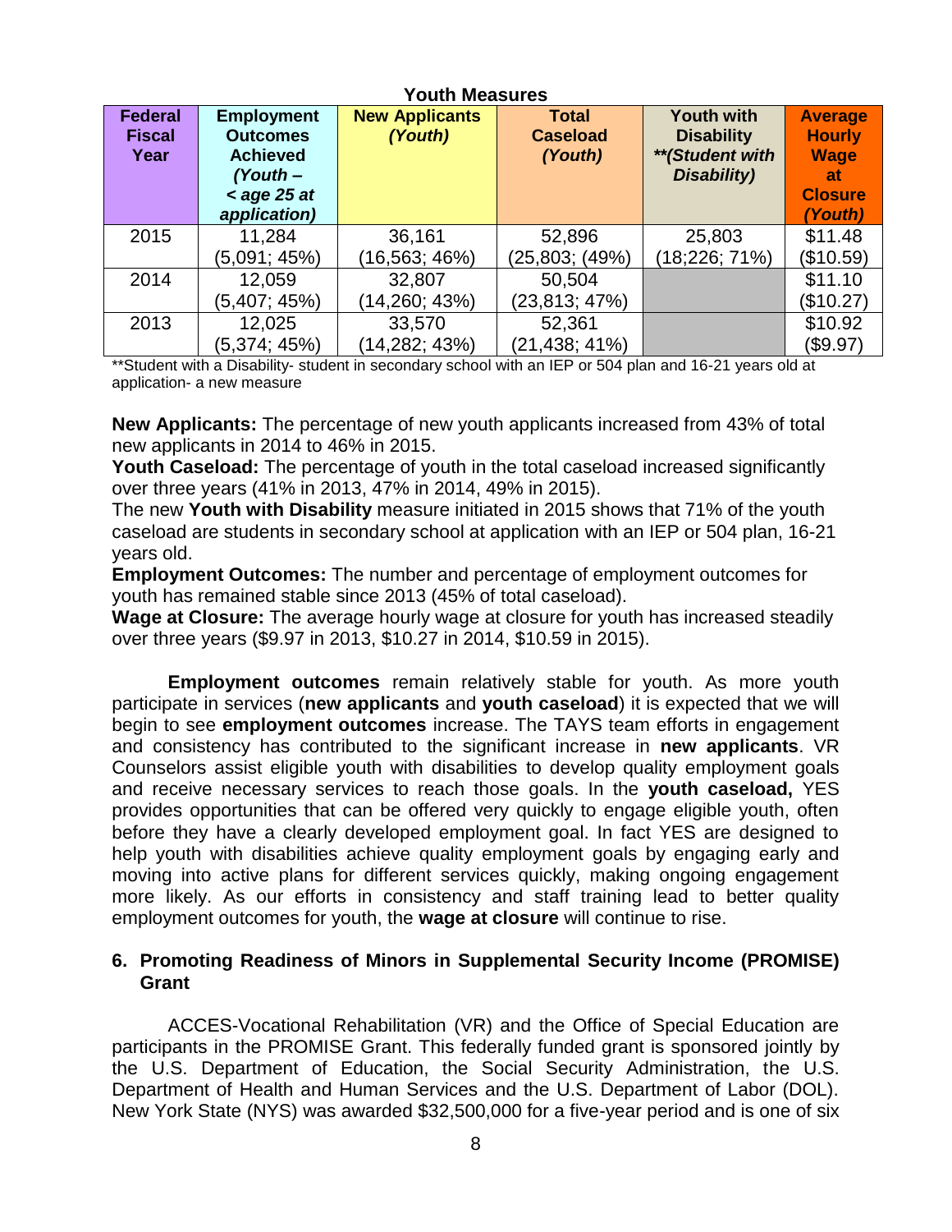**Youth Measures**

| Federal Fiscal Year | Employment Outcomes Achieved *(Youth – < age 25 at application)* | New Applicants *(Youth)* | Total Caseload *(Youth)* | Youth with Disability *\*\*(Student with Disability)* | Average Hourly Wage at Closure *(Youth)* |
|---|---|---|---|---|---|
| 2015 | 11,284 (5,091; 45%) | 36,161 (16,563; 46%) | 52,896 (25,803; (49%) | 25,803 (18;226; 71%) | $11.48 ($10.59) |
| 2014 | 12,059 (5,407; 45%) | 32,807 (14,260; 43%) | 50,504 (23,813; 47%) | | $11.10 ($10.27) |
| 2013 | 12,025 (5,374; 45%) | 33,570 (14,282; 43%) | 52,361 (21,438; 41%) | | $10.92 ($9.97) |

**Student with a Disability- student in secondary school with an IEP or 504 plan and 16-21 years old at application- a new measure

**New Applicants:** The percentage of new youth applicants increased from 43% of total new applicants in 2014 to 46% in 2015.
**Youth Caseload:** The percentage of youth in the total caseload increased significantly over three years (41% in 2013, 47% in 2014, 49% in 2015).
The new **Youth with Disability** measure initiated in 2015 shows that 71% of the youth caseload are students in secondary school at application with an IEP or 504 plan, 16-21 years old.
**Employment Outcomes:** The number and percentage of employment outcomes for youth has remained stable since 2013 (45% of total caseload).
**Wage at Closure:** The average hourly wage at closure for youth has increased steadily over three years ($9.97 in 2013, $10.27 in 2014, $10.59 in 2015).

**Employment outcomes** remain relatively stable for youth. As more youth participate in services (**new applicants** and **youth caseload**) it is expected that we will begin to see **employment outcomes** increase. The TAYS team efforts in engagement and consistency has contributed to the significant increase in **new applicants**. VR Counselors assist eligible youth with disabilities to develop quality employment goals and receive necessary services to reach those goals. In the **youth caseload,** YES provides opportunities that can be offered very quickly to engage eligible youth, often before they have a clearly developed employment goal. In fact YES are designed to help youth with disabilities achieve quality employment goals by engaging early and moving into active plans for different services quickly, making ongoing engagement more likely. As our efforts in consistency and staff training lead to better quality employment outcomes for youth, the **wage at closure** will continue to rise.

### 6. Promoting Readiness of Minors in Supplemental Security Income (PROMISE) Grant

ACCES-Vocational Rehabilitation (VR) and the Office of Special Education are participants in the PROMISE Grant. This federally funded grant is sponsored jointly by the U.S. Department of Education, the Social Security Administration, the U.S. Department of Health and Human Services and the U.S. Department of Labor (DOL). New York State (NYS) was awarded $32,500,000 for a five-year period and is one of six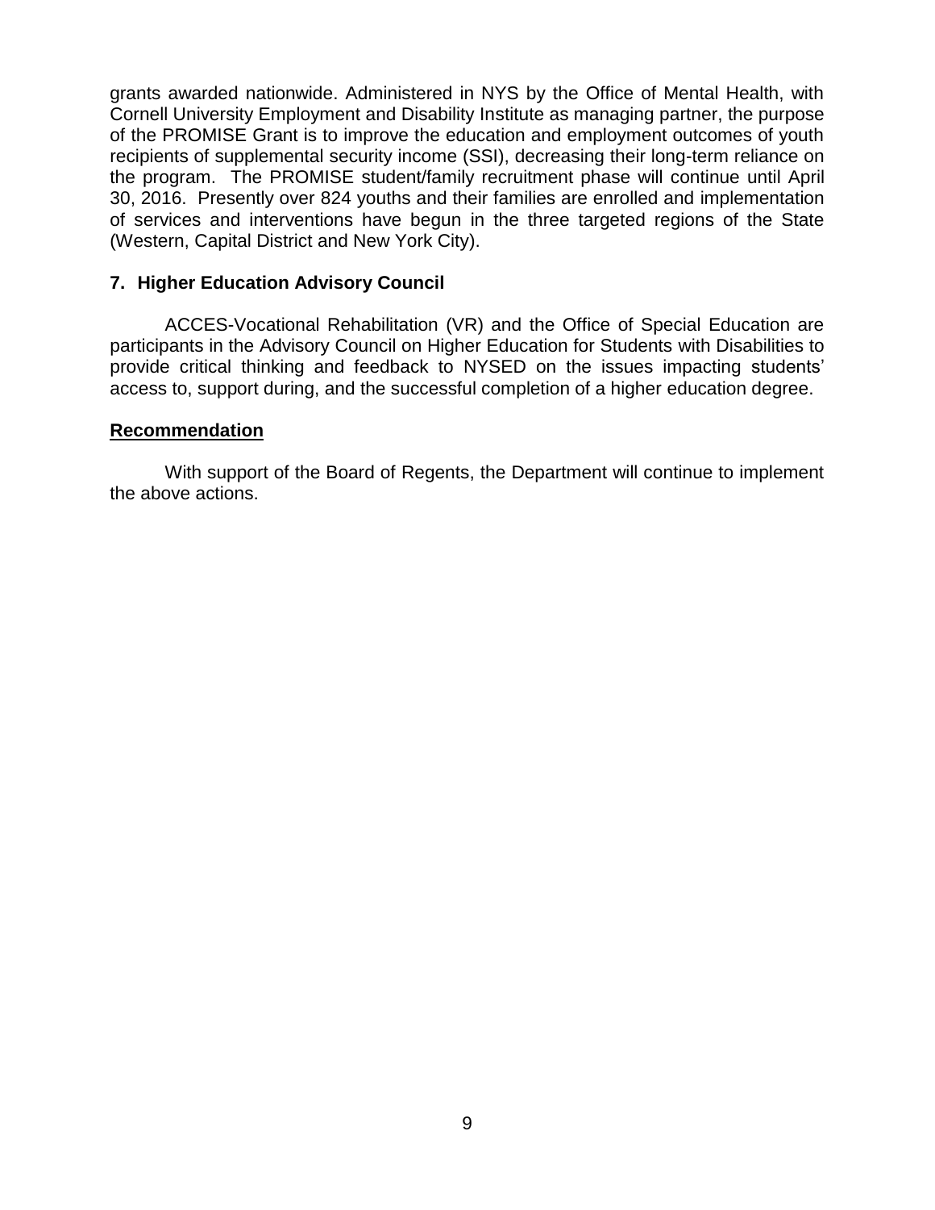grants awarded nationwide. Administered in NYS by the Office of Mental Health, with Cornell University Employment and Disability Institute as managing partner, the purpose of the PROMISE Grant is to improve the education and employment outcomes of youth recipients of supplemental security income (SSI), decreasing their long-term reliance on the program. The PROMISE student/family recruitment phase will continue until April 30, 2016. Presently over 824 youths and their families are enrolled and implementation of services and interventions have begun in the three targeted regions of the State (Western, Capital District and New York City).

**7. Higher Education Advisory Council**

ACCES-Vocational Rehabilitation (VR) and the Office of Special Education are participants in the Advisory Council on Higher Education for Students with Disabilities to provide critical thinking and feedback to NYSED on the issues impacting students' access to, support during, and the successful completion of a higher education degree.

**Recommendation**

With support of the Board of Regents, the Department will continue to implement the above actions.